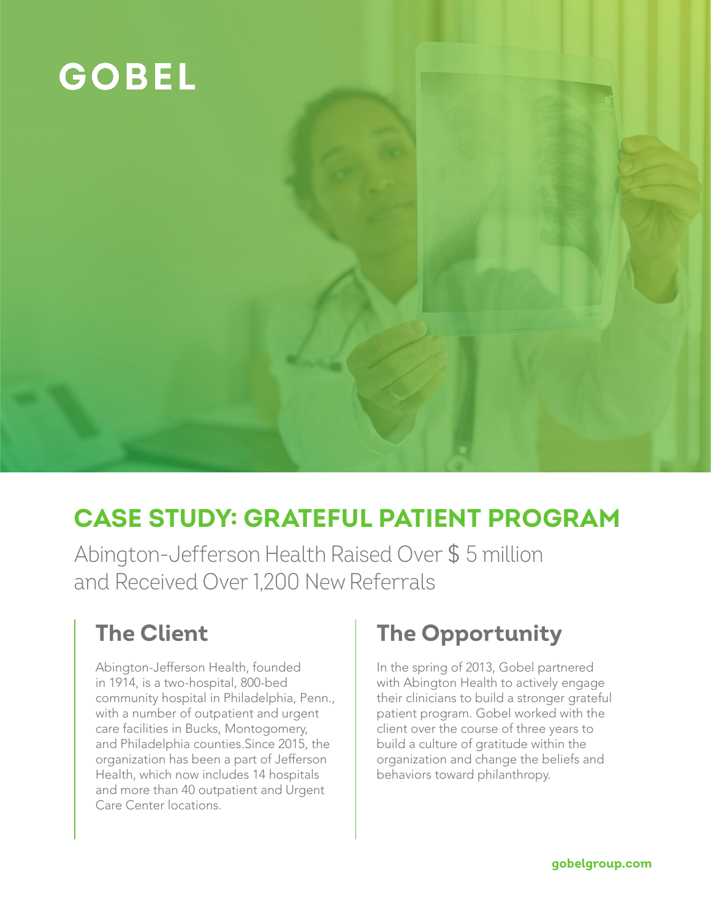GOBEL

# CASE STUDY: GRATEFUL PATIENT PROGRAM

Abington-Jefferson Health Raised Over $ 5 million and Received Over 1,200 New Referrals

## The Client

Abington-Jefferson Health, founded in 1914, is a two-hospital, 800-bed community hospital in Philadelphia, Penn., with a number of outpatient and urgent care facilities in Bucks, Montogomery, and Philadelphia counties.Since 2015, the organization has been a part of Jefferson Health, which now includes 14 hospitals and more than 40 outpatient and Urgent Care Center locations.

## The Opportunity

In the spring of 2013, Gobel partnered with Abington Health to actively engage their clinicians to build a stronger grateful patient program. Gobel worked with the client over the course of three years to build a culture of gratitude within the organization and change the beliefs and behaviors toward philanthropy.

gobelgroup.com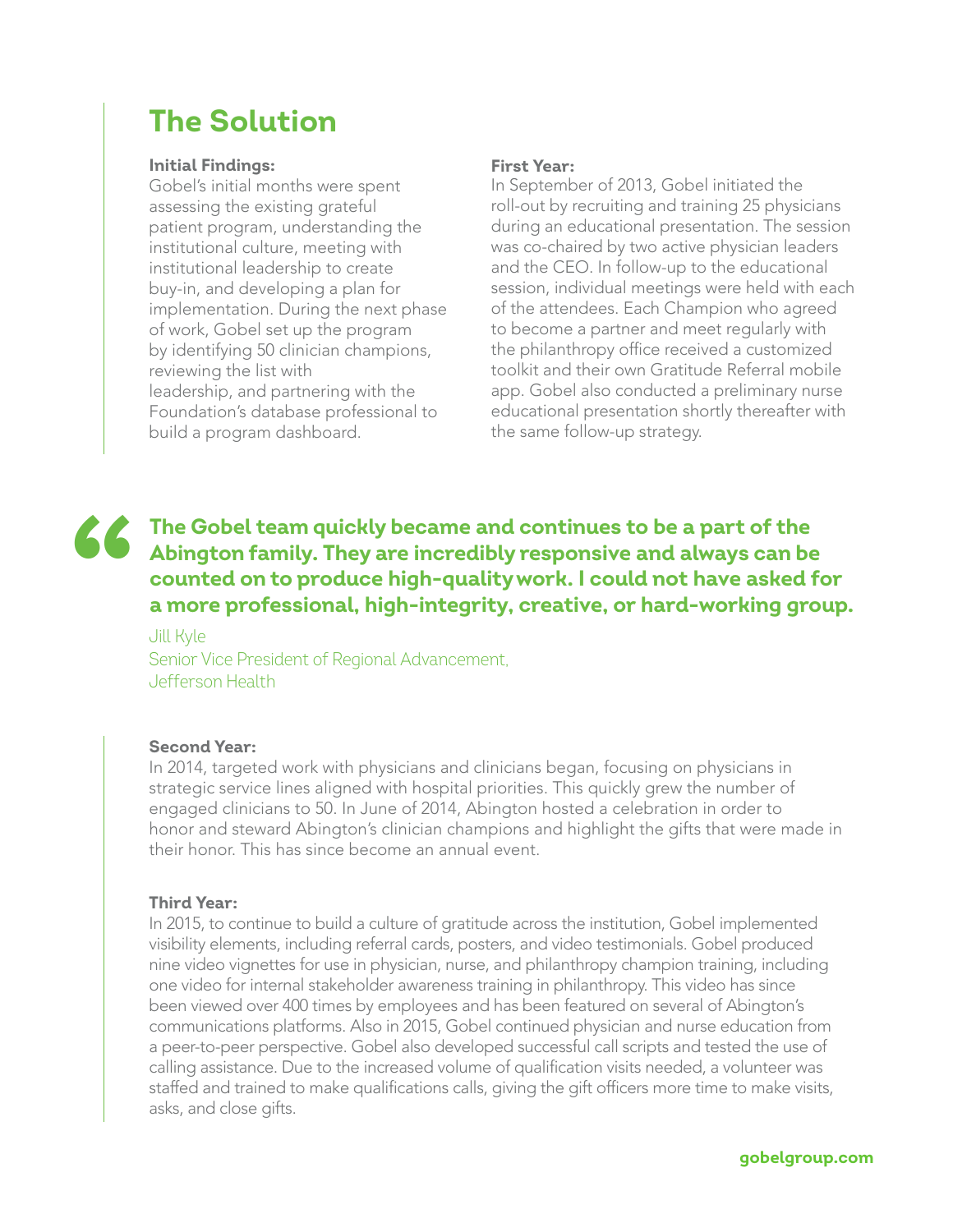## The Solution

**Initial Findings:**
Gobel's initial months were spent assessing the existing grateful patient program, understanding the institutional culture, meeting with institutional leadership to create buy-in, and developing a plan for implementation. During the next phase of work, Gobel set up the program by identifying 50 clinician champions, reviewing the list with leadership, and partnering with the Foundation's database professional to build a program dashboard.

**First Year:**
In September of 2013, Gobel initiated the roll-out by recruiting and training 25 physicians during an educational presentation. The session was co-chaired by two active physician leaders and the CEO. In follow-up to the educational session, individual meetings were held with each of the attendees. Each Champion who agreed to become a partner and meet regularly with the philanthropy office received a customized toolkit and their own Gratitude Referral mobile app. Gobel also conducted a preliminary nurse educational presentation shortly thereafter with the same follow-up strategy.

> **The Gobel team quickly became and continues to be a part of the Abington family. They are incredibly responsive and always can be counted on to produce high-quality work. I could not have asked for a more professional, high-integrity, creative, or hard-working group.**
>
> Jill Kyle
> Senior Vice President of Regional Advancement,
> Jefferson Health

**Second Year:**
In 2014, targeted work with physicians and clinicians began, focusing on physicians in strategic service lines aligned with hospital priorities. This quickly grew the number of engaged clinicians to 50. In June of 2014, Abington hosted a celebration in order to honor and steward Abington's clinician champions and highlight the gifts that were made in their honor. This has since become an annual event.

**Third Year:**
In 2015, to continue to build a culture of gratitude across the institution, Gobel implemented visibility elements, including referral cards, posters, and video testimonials. Gobel produced nine video vignettes for use in physician, nurse, and philanthropy champion training, including one video for internal stakeholder awareness training in philanthropy. This video has since been viewed over 400 times by employees and has been featured on several of Abington's communications platforms. Also in 2015, Gobel continued physician and nurse education from a peer-to-peer perspective. Gobel also developed successful call scripts and tested the use of calling assistance. Due to the increased volume of qualification visits needed, a volunteer was staffed and trained to make qualifications calls, giving the gift officers more time to make visits, asks, and close gifts.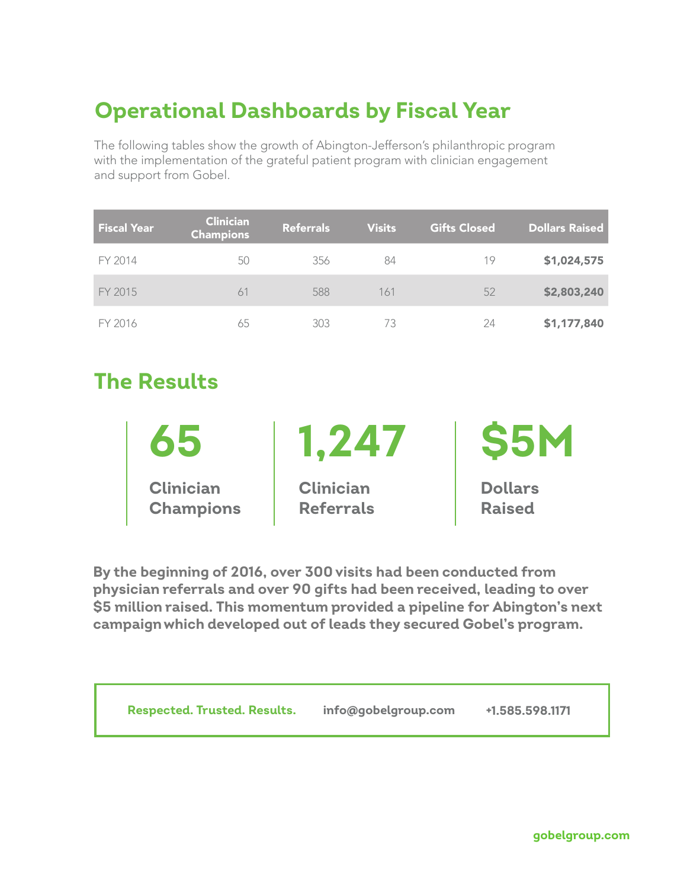## Operational Dashboards by Fiscal Year

The following tables show the growth of Abington-Jefferson's philanthropic program with the implementation of the grateful patient program with clinician engagement and support from Gobel.

| Fiscal Year | Clinician Champions | Referrals | Visits | Gifts Closed | Dollars Raised |
|---|---|---|---|---|---|
| FY 2014 | 50 | 356 | 84 | 19 | **$1,024,575** |
| FY 2015 | 61 | 588 | 161 | 52 | **$2,803,240** |
| FY 2016 | 65 | 303 | 73 | 24 | **$1,177,840** |

## The Results

**65**
**Clinician Champions**

**1,247**
**Clinician Referrals**

**$5M**
**Dollars Raised**

**By the beginning of 2016, over 300 visits had been conducted from physician referrals and over 90 gifts had been received, leading to over $5 million raised. This momentum provided a pipeline for Abington's next campaign which developed out of leads they secured Gobel's program.**

**Respected. Trusted. Results.** info@gobelgroup.com +1.585.598.1171

gobelgroup.com